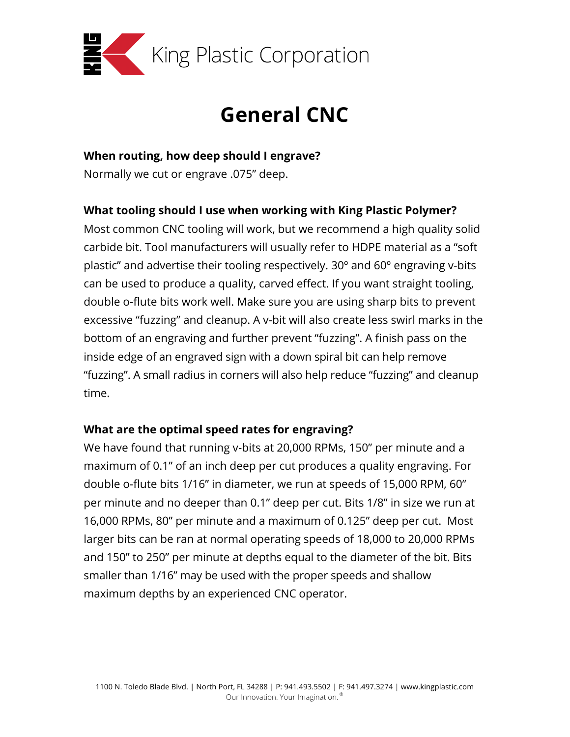King Plastic Corporation

# General CNC

**When routing, how deep should I engrave?**

Normally we cut or engrave .075" deep.

**What tooling should I use when working with King Plastic Polymer?**

Most common CNC tooling will work, but we recommend a high quality solid carbide bit. Tool manufacturers will usually refer to HDPE material as a "soft plastic" and advertise their tooling respectively. 30º and 60º engraving v-bits can be used to produce a quality, carved effect. If you want straight tooling, double o-flute bits work well. Make sure you are using sharp bits to prevent excessive "fuzzing" and cleanup. A v-bit will also create less swirl marks in the bottom of an engraving and further prevent "fuzzing". A finish pass on the inside edge of an engraved sign with a down spiral bit can help remove "fuzzing". A small radius in corners will also help reduce "fuzzing" and cleanup time.

**What are the optimal speed rates for engraving?**

We have found that running v-bits at 20,000 RPMs, 150" per minute and a maximum of 0.1" of an inch deep per cut produces a quality engraving. For double o-flute bits 1/16" in diameter, we run at speeds of 15,000 RPM, 60" per minute and no deeper than 0.1" deep per cut. Bits 1/8" in size we run at 16,000 RPMs, 80" per minute and a maximum of 0.125" deep per cut. Most larger bits can be ran at normal operating speeds of 18,000 to 20,000 RPMs and 150" to 250" per minute at depths equal to the diameter of the bit. Bits smaller than 1/16" may be used with the proper speeds and shallow maximum depths by an experienced CNC operator.

1100 N. Toledo Blade Blvd. | North Port, FL 34288 | P: 941.493.5502 | F: 941.497.3274 | www.kingplastic.com
Our Innovation. Your Imagination.®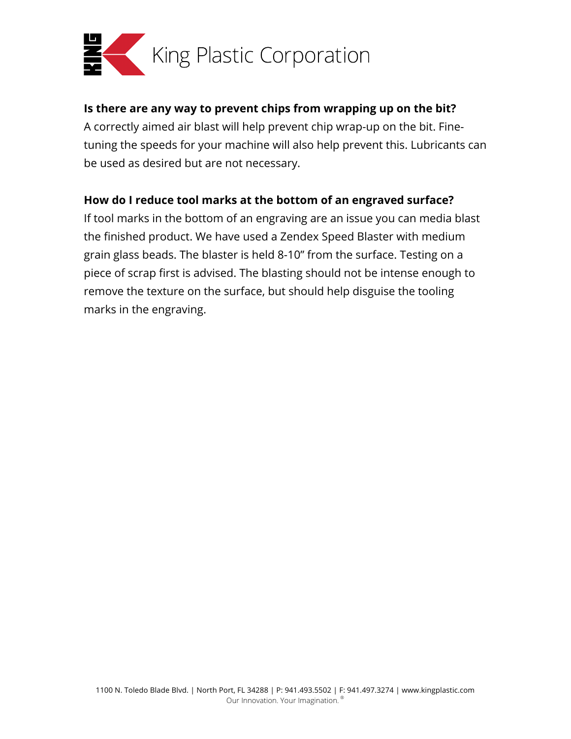**Is there are any way to prevent chips from wrapping up on the bit?**

A correctly aimed air blast will help prevent chip wrap-up on the bit. Fine-tuning the speeds for your machine will also help prevent this. Lubricants can be used as desired but are not necessary.

**How do I reduce tool marks at the bottom of an engraved surface?**

If tool marks in the bottom of an engraving are an issue you can media blast the finished product. We have used a Zendex Speed Blaster with medium grain glass beads. The blaster is held 8-10" from the surface. Testing on a piece of scrap first is advised. The blasting should not be intense enough to remove the texture on the surface, but should help disguise the tooling marks in the engraving.